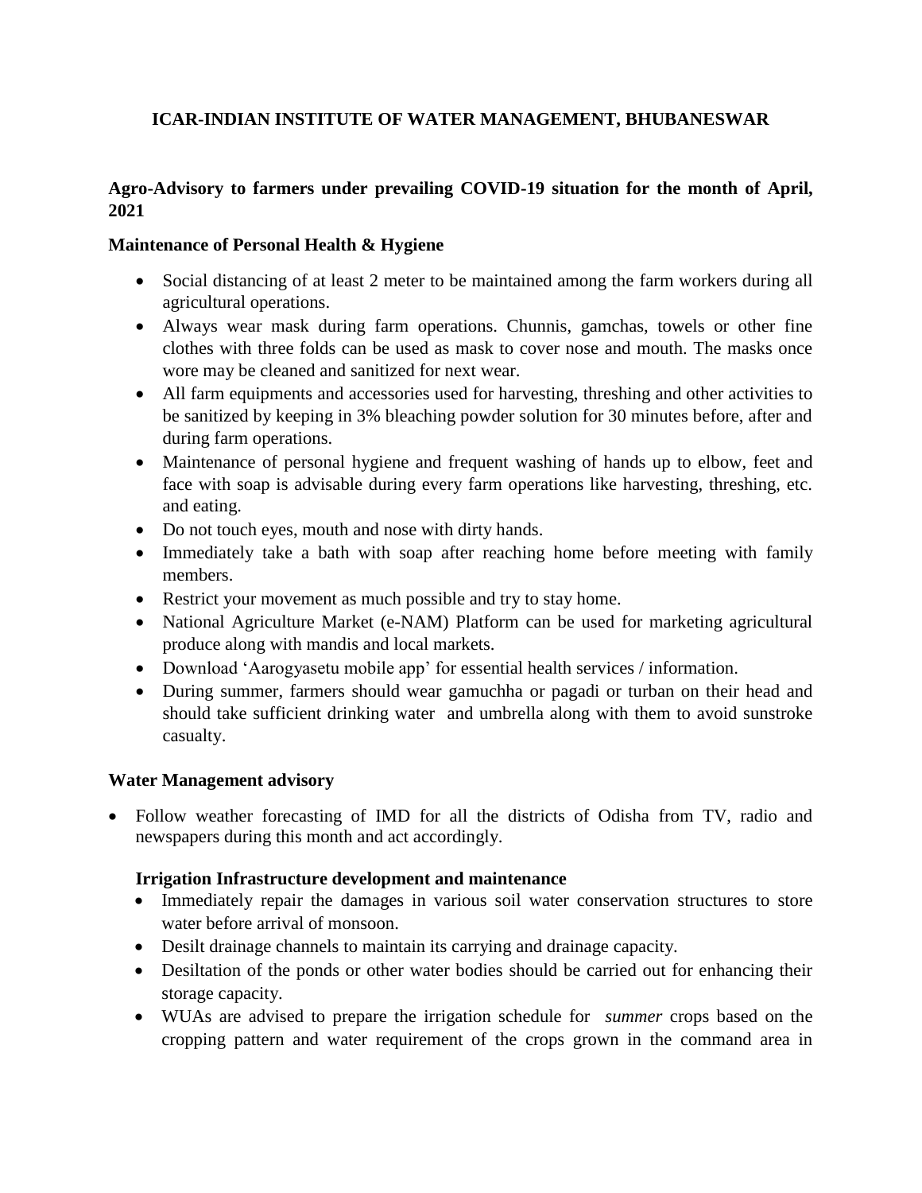# ICAR-INDIAN INSTITUTE OF WATER MANAGEMENT, BHUBANESWAR

## Agro-Advisory to farmers under prevailing COVID-19 situation for the month of April, 2021

### Maintenance of Personal Health & Hygiene

- Social distancing of at least 2 meter to be maintained among the farm workers during all agricultural operations.
- Always wear mask during farm operations. Chunnis, gamchas, towels or other fine clothes with three folds can be used as mask to cover nose and mouth. The masks once wore may be cleaned and sanitized for next wear.
- All farm equipments and accessories used for harvesting, threshing and other activities to be sanitized by keeping in 3% bleaching powder solution for 30 minutes before, after and during farm operations.
- Maintenance of personal hygiene and frequent washing of hands up to elbow, feet and face with soap is advisable during every farm operations like harvesting, threshing, etc. and eating.
- Do not touch eyes, mouth and nose with dirty hands.
- Immediately take a bath with soap after reaching home before meeting with family members.
- Restrict your movement as much possible and try to stay home.
- National Agriculture Market (e-NAM) Platform can be used for marketing agricultural produce along with mandis and local markets.
- Download 'Aarogyasetu mobile app' for essential health services / information.
- During summer, farmers should wear gamuchha or pagadi or turban on their head and should take sufficient drinking water and umbrella along with them to avoid sunstroke casualty.

### Water Management advisory

- Follow weather forecasting of IMD for all the districts of Odisha from TV, radio and newspapers during this month and act accordingly.

#### Irrigation Infrastructure development and maintenance

- Immediately repair the damages in various soil water conservation structures to store water before arrival of monsoon.
- Desilt drainage channels to maintain its carrying and drainage capacity.
- Desiltation of the ponds or other water bodies should be carried out for enhancing their storage capacity.
- WUAs are advised to prepare the irrigation schedule for *summer* crops based on the cropping pattern and water requirement of the crops grown in the command area in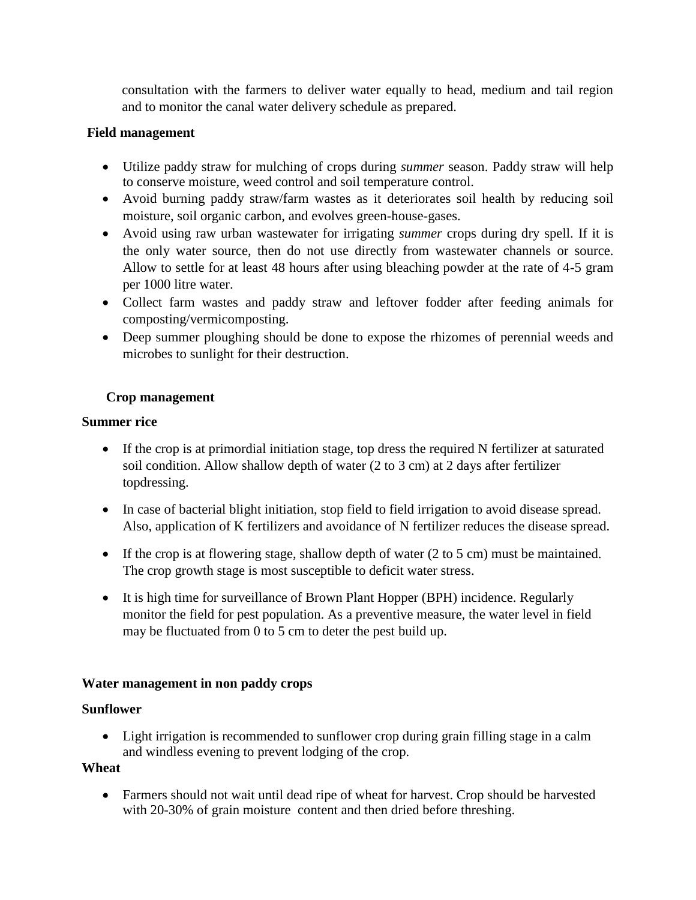consultation with the farmers to deliver water equally to head, medium and tail region and to monitor the canal water delivery schedule as prepared.

**Field management**

- Utilize paddy straw for mulching of crops during *summer* season. Paddy straw will help to conserve moisture, weed control and soil temperature control.
- Avoid burning paddy straw/farm wastes as it deteriorates soil health by reducing soil moisture, soil organic carbon, and evolves green-house-gases.
- Avoid using raw urban wastewater for irrigating *summer* crops during dry spell. If it is the only water source, then do not use directly from wastewater channels or source. Allow to settle for at least 48 hours after using bleaching powder at the rate of 4-5 gram per 1000 litre water.
- Collect farm wastes and paddy straw and leftover fodder after feeding animals for composting/vermicomposting.
- Deep summer ploughing should be done to expose the rhizomes of perennial weeds and microbes to sunlight for their destruction.

**Crop management**

**Summer rice**

- If the crop is at primordial initiation stage, top dress the required N fertilizer at saturated soil condition. Allow shallow depth of water (2 to 3 cm) at 2 days after fertilizer topdressing.
- In case of bacterial blight initiation, stop field to field irrigation to avoid disease spread. Also, application of K fertilizers and avoidance of N fertilizer reduces the disease spread.
- If the crop is at flowering stage, shallow depth of water (2 to 5 cm) must be maintained. The crop growth stage is most susceptible to deficit water stress.
- It is high time for surveillance of Brown Plant Hopper (BPH) incidence. Regularly monitor the field for pest population. As a preventive measure, the water level in field may be fluctuated from 0 to 5 cm to deter the pest build up.

**Water management in non paddy crops**

**Sunflower**

- Light irrigation is recommended to sunflower crop during grain filling stage in a calm and windless evening to prevent lodging of the crop.

**Wheat**

- Farmers should not wait until dead ripe of wheat for harvest. Crop should be harvested with 20-30% of grain moisture content and then dried before threshing.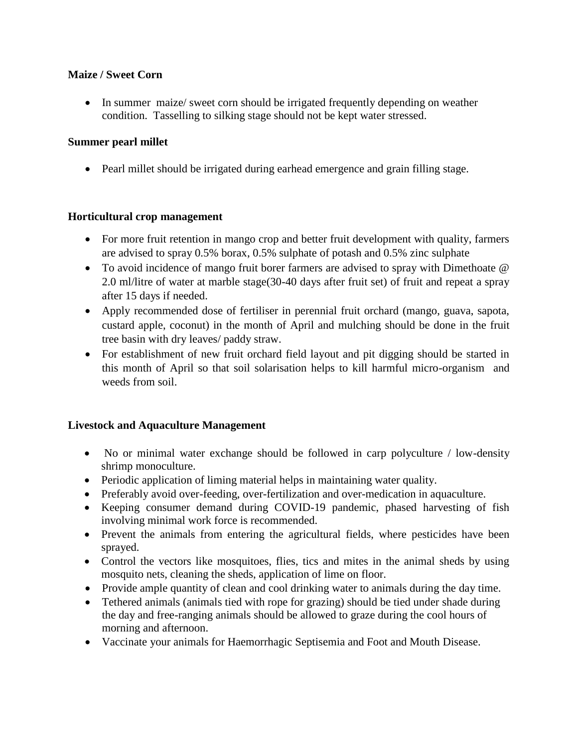**Maize / Sweet Corn**

- In summer maize/ sweet corn should be irrigated frequently depending on weather condition. Tasselling to silking stage should not be kept water stressed.

**Summer pearl millet**

- Pearl millet should be irrigated during earhead emergence and grain filling stage.

**Horticultural crop management**

- For more fruit retention in mango crop and better fruit development with quality, farmers are advised to spray 0.5% borax, 0.5% sulphate of potash and 0.5% zinc sulphate
- To avoid incidence of mango fruit borer farmers are advised to spray with Dimethoate @ 2.0 ml/litre of water at marble stage(30-40 days after fruit set) of fruit and repeat a spray after 15 days if needed.
- Apply recommended dose of fertiliser in perennial fruit orchard (mango, guava, sapota, custard apple, coconut) in the month of April and mulching should be done in the fruit tree basin with dry leaves/ paddy straw.
- For establishment of new fruit orchard field layout and pit digging should be started in this month of April so that soil solarisation helps to kill harmful micro-organism and weeds from soil.

**Livestock and Aquaculture Management**

- No or minimal water exchange should be followed in carp polyculture / low-density shrimp monoculture.
- Periodic application of liming material helps in maintaining water quality.
- Preferably avoid over-feeding, over-fertilization and over-medication in aquaculture.
- Keeping consumer demand during COVID-19 pandemic, phased harvesting of fish involving minimal work force is recommended.
- Prevent the animals from entering the agricultural fields, where pesticides have been sprayed.
- Control the vectors like mosquitoes, flies, tics and mites in the animal sheds by using mosquito nets, cleaning the sheds, application of lime on floor.
- Provide ample quantity of clean and cool drinking water to animals during the day time.
- Tethered animals (animals tied with rope for grazing) should be tied under shade during the day and free-ranging animals should be allowed to graze during the cool hours of morning and afternoon.
- Vaccinate your animals for Haemorrhagic Septisemia and Foot and Mouth Disease.